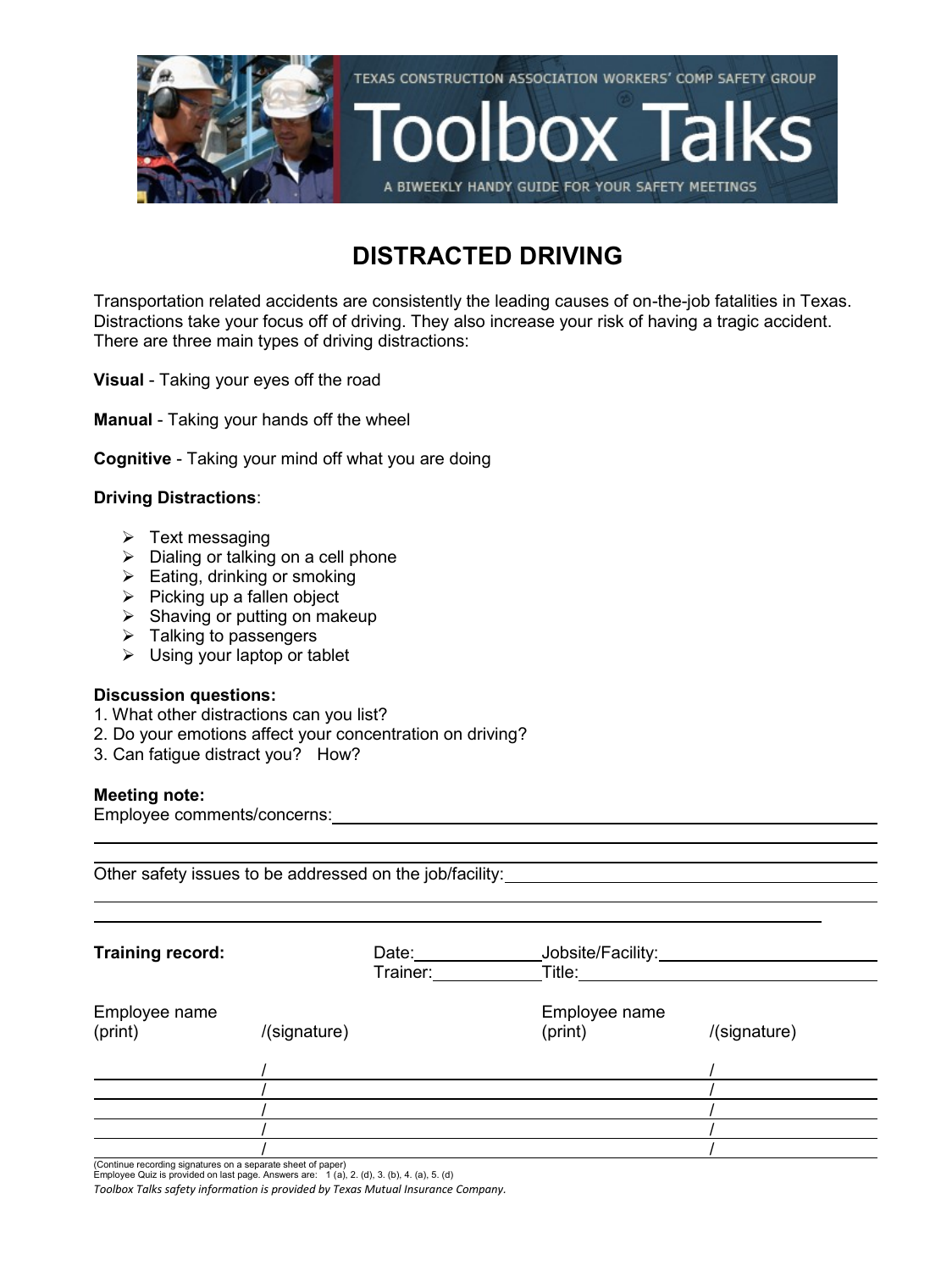TEXAS CONSTRUCTION ASSOCIATION WORKERS' COMP SAFETY GROUP

# Toolbox Talks

A BIWEEKLY HANDY GUIDE FOR YOUR SAFETY MEETINGS

## DISTRACTED DRIVING

Transportation related accidents are consistently the leading causes of on-the-job fatalities in Texas. Distractions take your focus off of driving. They also increase your risk of having a tragic accident. There are three main types of driving distractions:

**Visual** - Taking your eyes off the road

**Manual** - Taking your hands off the wheel

**Cognitive** - Taking your mind off what you are doing

**Driving Distractions**:

- Text messaging
- Dialing or talking on a cell phone
- Eating, drinking or smoking
- Picking up a fallen object
- Shaving or putting on makeup
- Talking to passengers
- Using your laptop or tablet

**Discussion questions:**
1. What other distractions can you list?
2. Do your emotions affect your concentration on driving?
3. Can fatigue distract you? How?

**Meeting note:**
Employee comments/concerns: ______________________________

______________________________

Other safety issues to be addressed on the job/facility: ______________________________

______________________________

**Training record:** Date: __________ Jobsite/Facility: __________
Trainer: __________ Title: __________

| Employee name (print) | /(signature) | Employee name (print) | /(signature) |
|---|---|---|---|
| | / | | / |
| | / | | / |
| | / | | / |
| | / | | / |
| | / | | / |

(Continue recording signatures on a separate sheet of paper)
Employee Quiz is provided on last page. Answers are: 1 (a), 2. (d), 3. (b), 4. (a), 5. (d)

*Toolbox Talks safety information is provided by Texas Mutual Insurance Company.*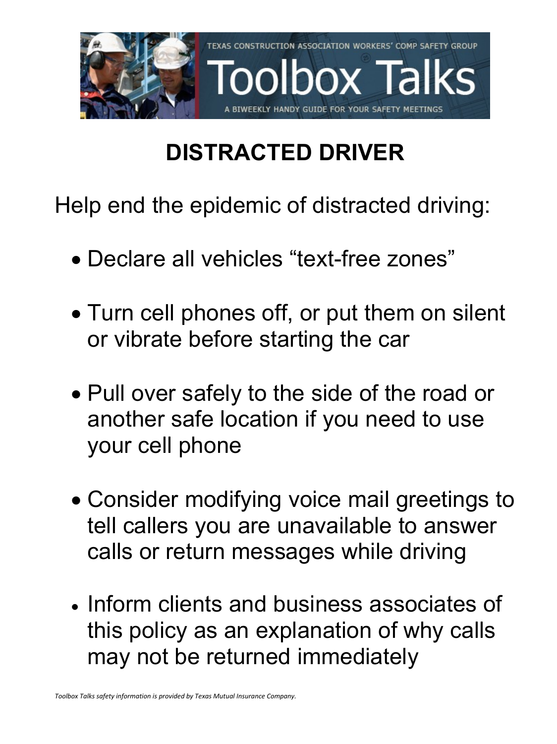# DISTRACTED DRIVER

Help end the epidemic of distracted driving:

- Declare all vehicles "text-free zones"
- Turn cell phones off, or put them on silent or vibrate before starting the car
- Pull over safely to the side of the road or another safe location if you need to use your cell phone
- Consider modifying voice mail greetings to tell callers you are unavailable to answer calls or return messages while driving
- Inform clients and business associates of this policy as an explanation of why calls may not be returned immediately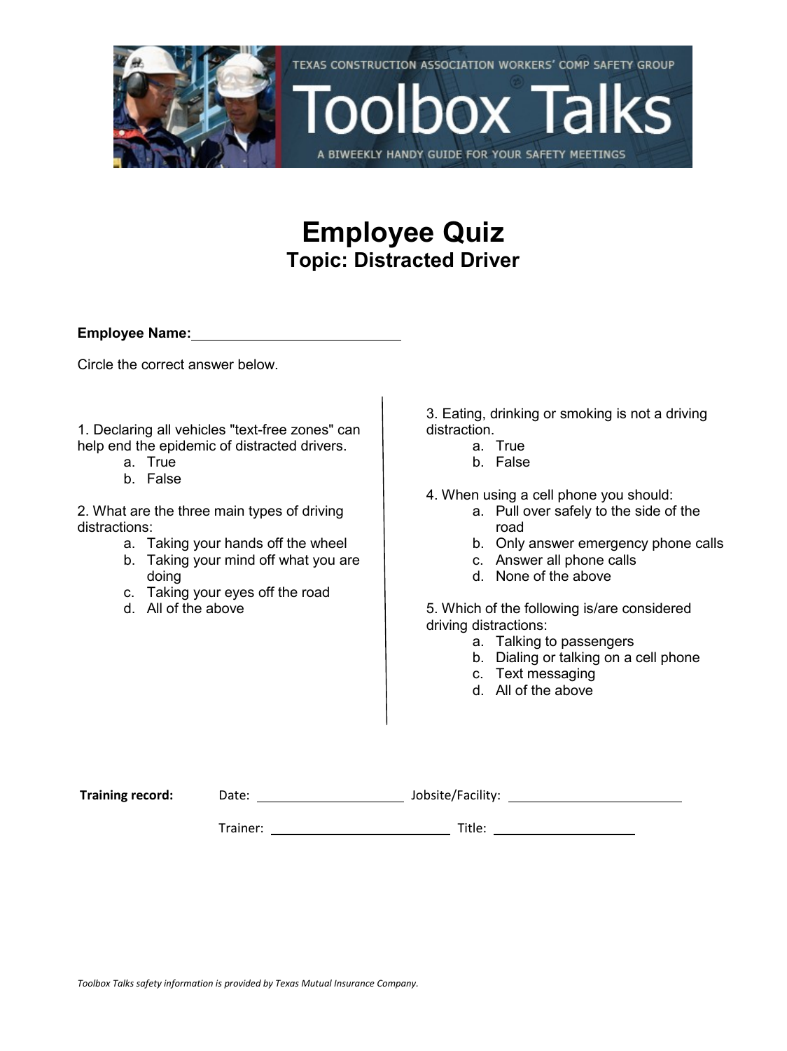# Employee Quiz

## Topic: Distracted Driver

**Employee Name:**\_\_\_\_\_\_\_\_\_\_\_\_\_\_\_\_\_\_\_\_\_\_\_\_\_\_\_

Circle the correct answer below.

1. Declaring all vehicles "text-free zones" can help end the epidemic of distracted drivers.
   a. True
   b. False

2. What are the three main types of driving distractions:
   a. Taking your hands off the wheel
   b. Taking your mind off what you are doing
   c. Taking your eyes off the road
   d. All of the above

3. Eating, drinking or smoking is not a driving distraction.
   a. True
   b. False

4. When using a cell phone you should:
   a. Pull over safely to the side of the road
   b. Only answer emergency phone calls
   c. Answer all phone calls
   d. None of the above

5. Which of the following is/are considered driving distractions:
   a. Talking to passengers
   b. Dialing or talking on a cell phone
   c. Text messaging
   d. All of the above

**Training record:** Date: \_\_\_\_\_\_\_\_\_\_\_\_\_\_\_\_\_\_\_\_ Jobsite/Facility: \_\_\_\_\_\_\_\_\_\_\_\_\_\_\_\_\_\_\_\_\_\_\_\_

Trainer: \_\_\_\_\_\_\_\_\_\_\_\_\_\_\_\_\_\_\_\_\_\_\_\_\_ Title: \_\_\_\_\_\_\_\_\_\_\_\_\_\_\_\_\_\_\_\_

*Toolbox Talks safety information is provided by Texas Mutual Insurance Company.*